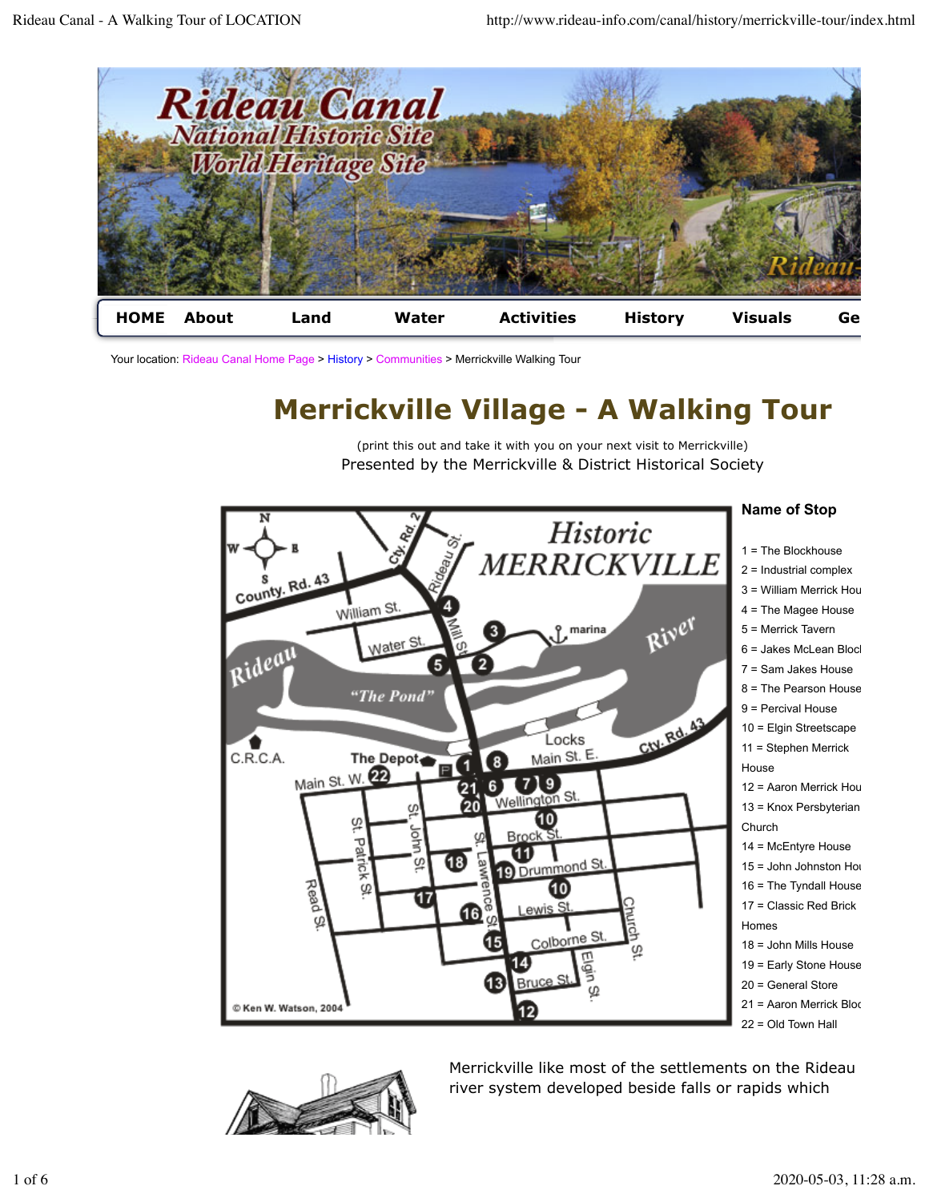Your location: Rideau Canal Home Page > History > Communities > Merrickville Walking Tour

# Merrickville Village - A Walking Tour

(print this out and take it with you on your next visit to Merrickville)

Presented by the Merrickville & District Historical Society

**Name of Stop**

1 = The Blockhouse
2 = Industrial complex
3 = William Merrick Hou
4 = The Magee House
5 = Merrick Tavern
6 = Jakes McLean Block
7 = Sam Jakes House
8 = The Pearson House
9 = Percival House
10 = Elgin Streetscape
11 = Stephen Merrick House
12 = Aaron Merrick Hou
13 = Knox Persbyterian Church
14 = McEntyre House
15 = John Johnston Hou
16 = The Tyndall House
17 = Classic Red Brick Homes
18 = John Mills House
19 = Early Stone House
20 = General Store
21 = Aaron Merrick Bloc
22 = Old Town Hall

Merrickville like most of the settlements on the Rideau river system developed beside falls or rapids which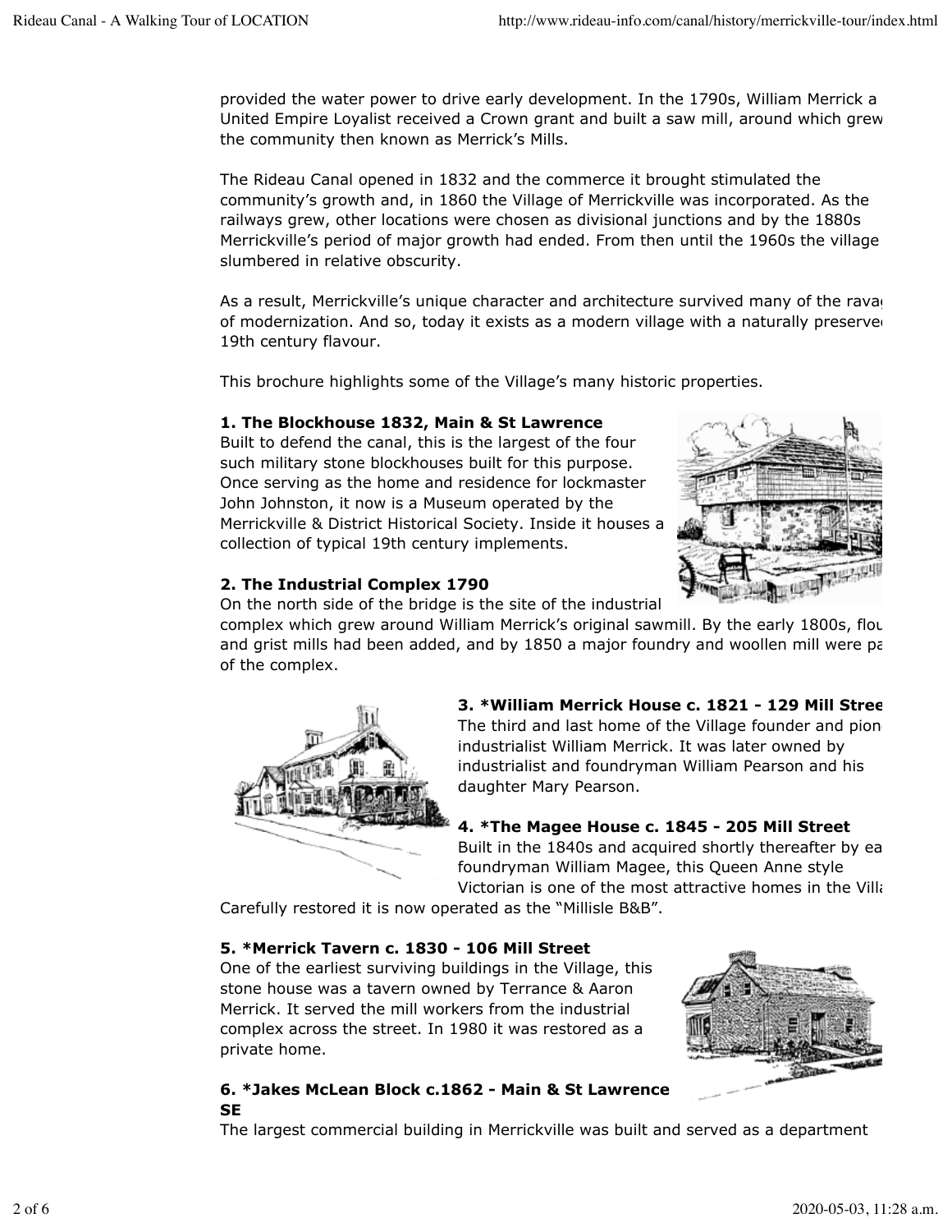provided the water power to drive early development. In the 1790s, William Merrick a United Empire Loyalist received a Crown grant and built a saw mill, around which grew the community then known as Merrick's Mills.

The Rideau Canal opened in 1832 and the commerce it brought stimulated the community's growth and, in 1860 the Village of Merrickville was incorporated. As the railways grew, other locations were chosen as divisional junctions and by the 1880s Merrickville's period of major growth had ended. From then until the 1960s the village slumbered in relative obscurity.

As a result, Merrickville's unique character and architecture survived many of the ravag of modernization. And so, today it exists as a modern village with a naturally preserve 19th century flavour.

This brochure highlights some of the Village's many historic properties.

**1. The Blockhouse 1832, Main & St Lawrence**
Built to defend the canal, this is the largest of the four such military stone blockhouses built for this purpose. Once serving as the home and residence for lockmaster John Johnston, it now is a Museum operated by the Merrickville & District Historical Society. Inside it houses a collection of typical 19th century implements.

**2. The Industrial Complex 1790**
On the north side of the bridge is the site of the industrial complex which grew around William Merrick's original sawmill. By the early 1800s, flou and grist mills had been added, and by 1850 a major foundry and woollen mill were pa of the complex.

**3. *William Merrick House c. 1821 - 129 Mill Stree**
The third and last home of the Village founder and pion industrialist William Merrick. It was later owned by industrialist and foundryman William Pearson and his daughter Mary Pearson.

**4. *The Magee House c. 1845 - 205 Mill Street**
Built in the 1840s and acquired shortly thereafter by ea foundryman William Magee, this Queen Anne style Victorian is one of the most attractive homes in the Villa Carefully restored it is now operated as the "Millisle B&B".

**5. *Merrick Tavern c. 1830 - 106 Mill Street**
One of the earliest surviving buildings in the Village, this stone house was a tavern owned by Terrance & Aaron Merrick. It served the mill workers from the industrial complex across the street. In 1980 it was restored as a private home.

**6. *Jakes McLean Block c.1862 - Main & St Lawrence SE**
The largest commercial building in Merrickville was built and served as a department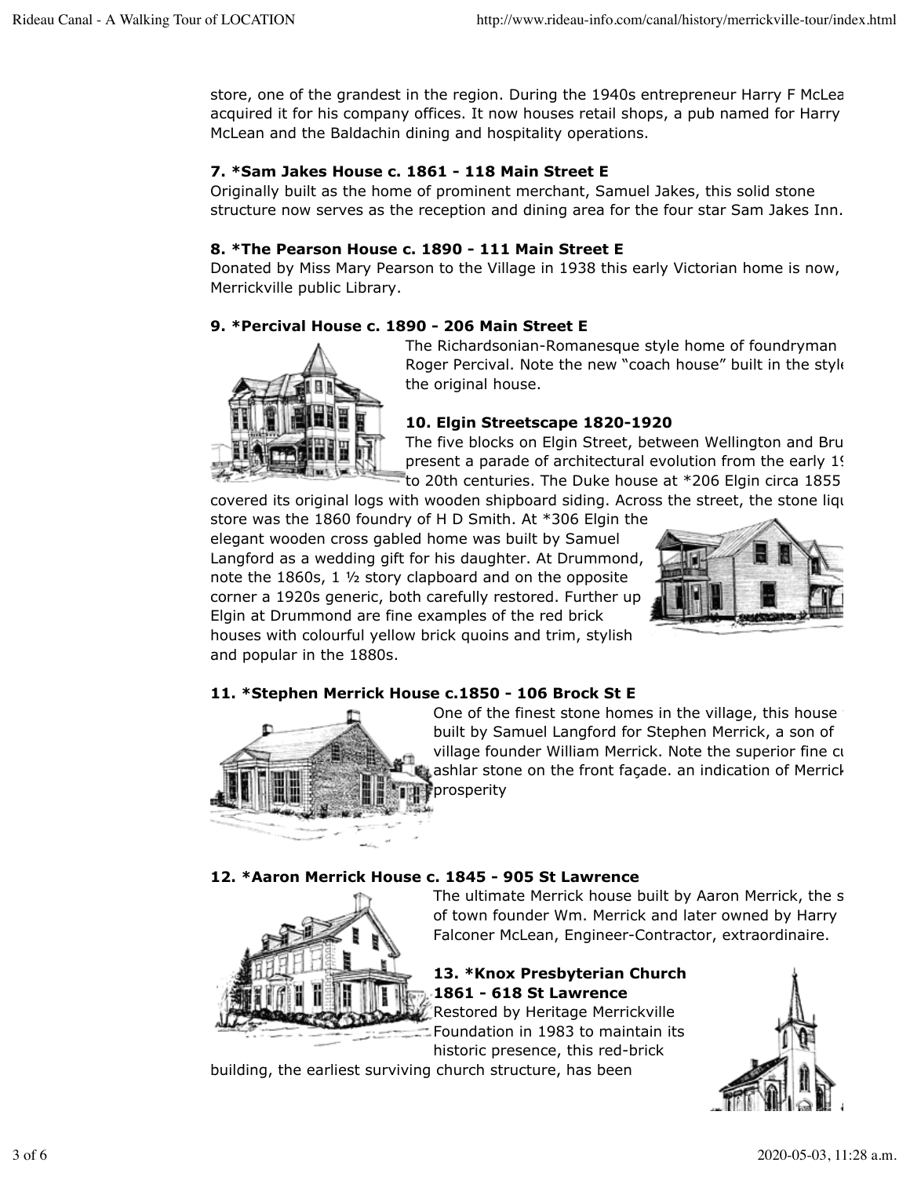store, one of the grandest in the region. During the 1940s entrepreneur Harry F McLea acquired it for his company offices. It now houses retail shops, a pub named for Harry McLean and the Baldachin dining and hospitality operations.

**7. *Sam Jakes House c. 1861 - 118 Main Street E**

Originally built as the home of prominent merchant, Samuel Jakes, this solid stone structure now serves as the reception and dining area for the four star Sam Jakes Inn.

**8. *The Pearson House c. 1890 - 111 Main Street E**

Donated by Miss Mary Pearson to the Village in 1938 this early Victorian home is now, Merrickville public Library.

**9. *Percival House c. 1890 - 206 Main Street E**

The Richardsonian-Romanesque style home of foundryman Roger Percival. Note the new "coach house" built in the style the original house.

**10. Elgin Streetscape 1820-1920**

The five blocks on Elgin Street, between Wellington and Bru present a parade of architectural evolution from the early 19 to 20th centuries. The Duke house at *206 Elgin circa 1855 covered its original logs with wooden shipboard siding. Across the street, the stone liqu store was the 1860 foundry of H D Smith. At *306 Elgin the elegant wooden cross gabled home was built by Samuel Langford as a wedding gift for his daughter. At Drummond, note the 1860s, 1 ½ story clapboard and on the opposite corner a 1920s generic, both carefully restored. Further up Elgin at Drummond are fine examples of the red brick houses with colourful yellow brick quoins and trim, stylish and popular in the 1880s.

**11. *Stephen Merrick House c.1850 - 106 Brock St E**

One of the finest stone homes in the village, this house built by Samuel Langford for Stephen Merrick, a son of village founder William Merrick. Note the superior fine cu ashlar stone on the front façade. an indication of Merrick prosperity

**12. *Aaron Merrick House c. 1845 - 905 St Lawrence**

The ultimate Merrick house built by Aaron Merrick, the s of town founder Wm. Merrick and later owned by Harry Falconer McLean, Engineer-Contractor, extraordinaire.

**13. *Knox Presbyterian Church 1861 - 618 St Lawrence**

Restored by Heritage Merrickville Foundation in 1983 to maintain its historic presence, this red-brick building, the earliest surviving church structure, has been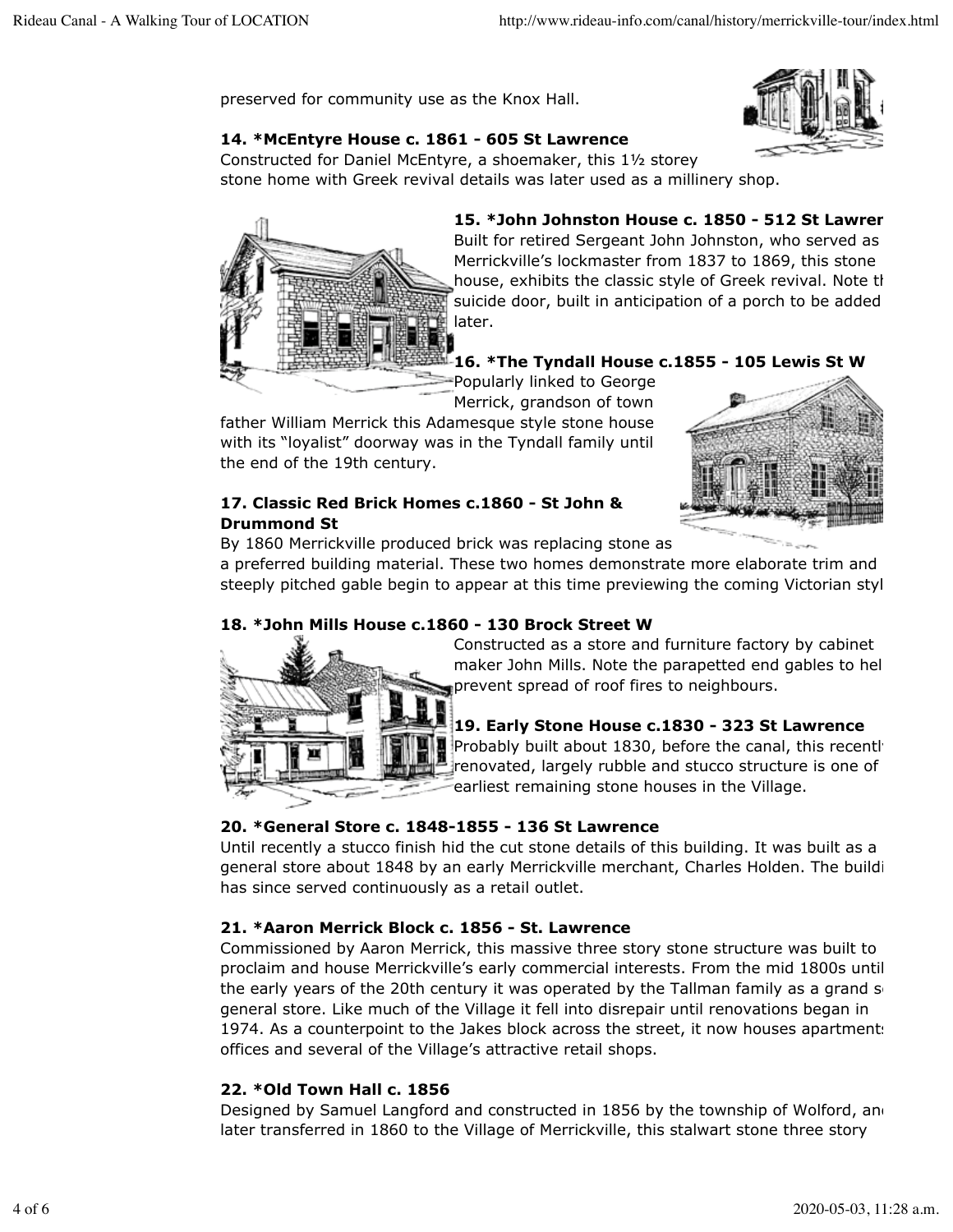preserved for community use as the Knox Hall.

**14. *McEntyre House c. 1861 - 605 St Lawrence**

Constructed for Daniel McEntyre, a shoemaker, this 1½ storey stone home with Greek revival details was later used as a millinery shop.

**15. *John Johnston House c. 1850 - 512 St Lawren**

Built for retired Sergeant John Johnston, who served as Merrickville's lockmaster from 1837 to 1869, this stone house, exhibits the classic style of Greek revival. Note th suicide door, built in anticipation of a porch to be added later.

**16. *The Tyndall House c.1855 - 105 Lewis St W**

Popularly linked to George Merrick, grandson of town father William Merrick this Adamesque style stone house with its "loyalist" doorway was in the Tyndall family until the end of the 19th century.

**17. Classic Red Brick Homes c.1860 - St John & Drummond St**

By 1860 Merrickville produced brick was replacing stone as a preferred building material. These two homes demonstrate more elaborate trim and steeply pitched gable begin to appear at this time previewing the coming Victorian styl

**18. *John Mills House c.1860 - 130 Brock Street W**

Constructed as a store and furniture factory by cabinet maker John Mills. Note the parapetted end gables to hel prevent spread of roof fires to neighbours.

**19. Early Stone House c.1830 - 323 St Lawrence**

Probably built about 1830, before the canal, this recentl renovated, largely rubble and stucco structure is one of earliest remaining stone houses in the Village.

**20. *General Store c. 1848-1855 - 136 St Lawrence**

Until recently a stucco finish hid the cut stone details of this building. It was built as a general store about 1848 by an early Merrickville merchant, Charles Holden. The buildi has since served continuously as a retail outlet.

**21. *Aaron Merrick Block c. 1856 - St. Lawrence**

Commissioned by Aaron Merrick, this massive three story stone structure was built to proclaim and house Merrickville's early commercial interests. From the mid 1800s until the early years of the 20th century it was operated by the Tallman family as a grand s general store. Like much of the Village it fell into disrepair until renovations began in 1974. As a counterpoint to the Jakes block across the street, it now houses apartments offices and several of the Village's attractive retail shops.

**22. *Old Town Hall c. 1856**

Designed by Samuel Langford and constructed in 1856 by the township of Wolford, an later transferred in 1860 to the Village of Merrickville, this stalwart stone three story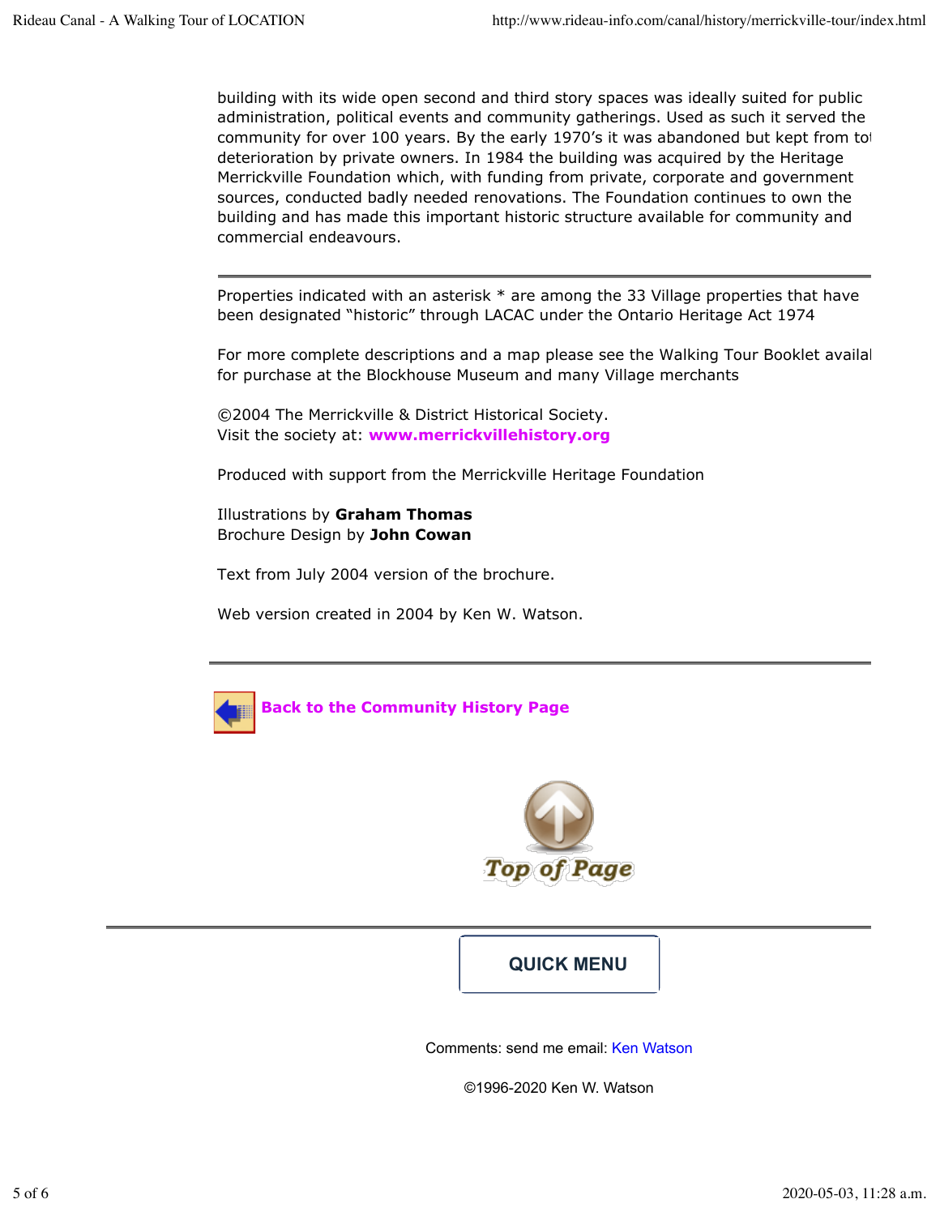building with its wide open second and third story spaces was ideally suited for public administration, political events and community gatherings. Used as such it served the community for over 100 years. By the early 1970's it was abandoned but kept from tot deterioration by private owners. In 1984 the building was acquired by the Heritage Merrickville Foundation which, with funding from private, corporate and government sources, conducted badly needed renovations. The Foundation continues to own the building and has made this important historic structure available for community and commercial endeavours.

---

Properties indicated with an asterisk * are among the 33 Village properties that have been designated "historic" through LACAC under the Ontario Heritage Act 1974

For more complete descriptions and a map please see the Walking Tour Booklet availal for purchase at the Blockhouse Museum and many Village merchants

©2004 The Merrickville & District Historical Society.
Visit the society at: **www.merrickvillehistory.org**

Produced with support from the Merrickville Heritage Foundation

Illustrations by **Graham Thomas**
Brochure Design by **John Cowan**

Text from July 2004 version of the brochure.

Web version created in 2004 by Ken W. Watson.

---

**Back to the Community History Page**

Top of Page

---

QUICK MENU

Comments: send me email: Ken Watson

©1996-2020 Ken W. Watson